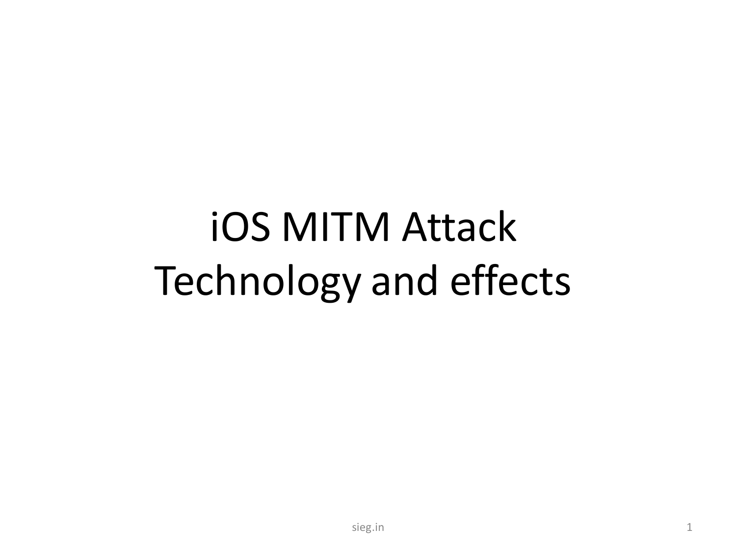# iOS MITM Attack Technology and effects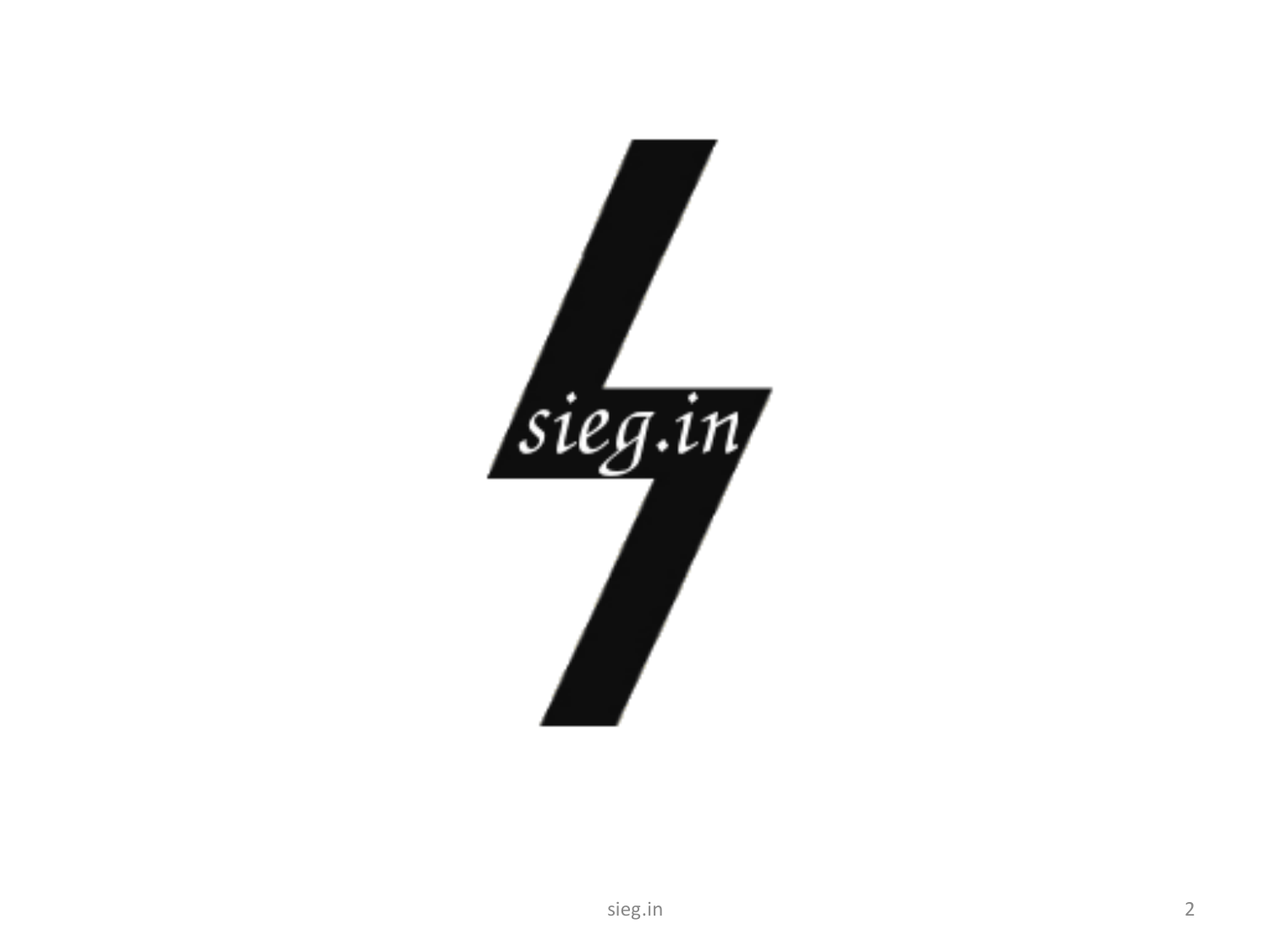sieg.in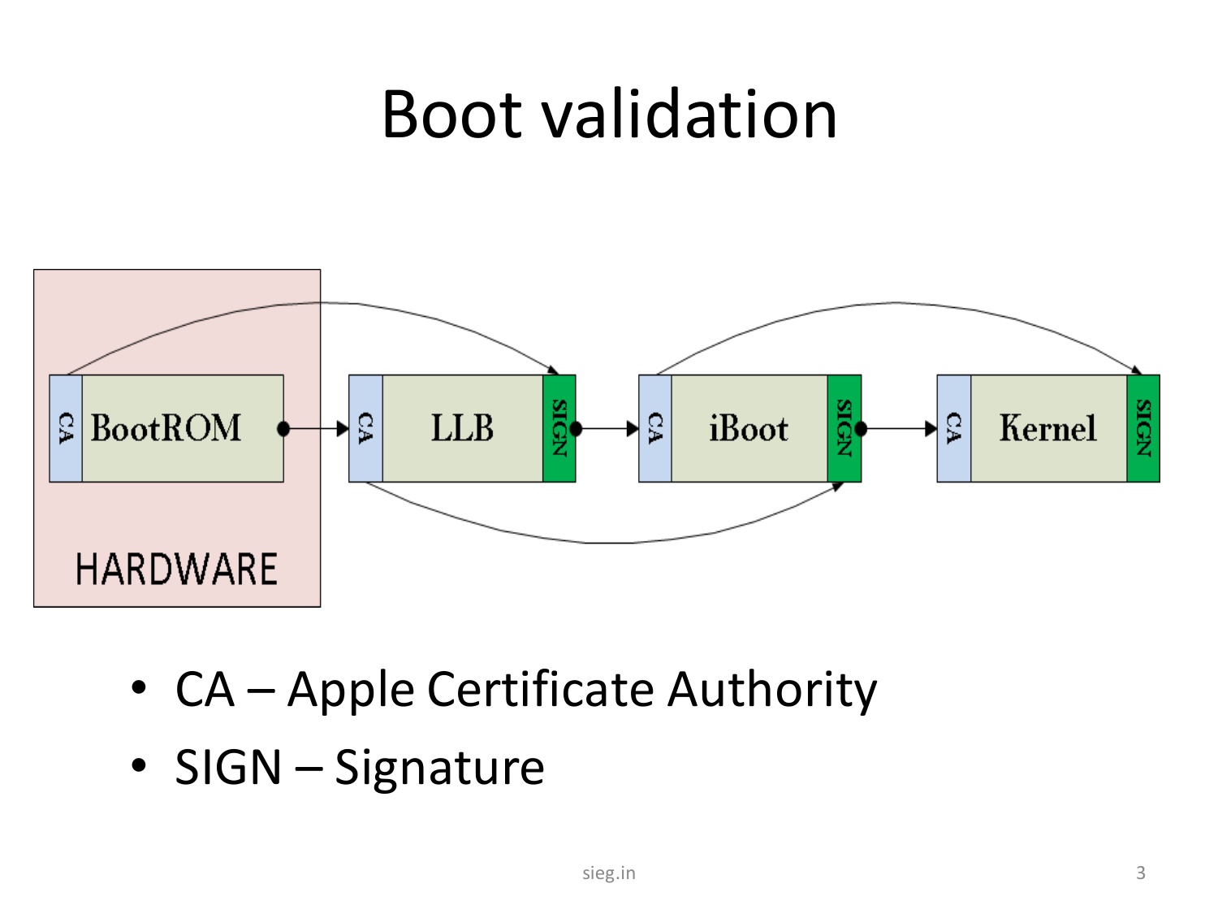# Boot validation

- CA – Apple Certificate Authority
- SIGN – Signature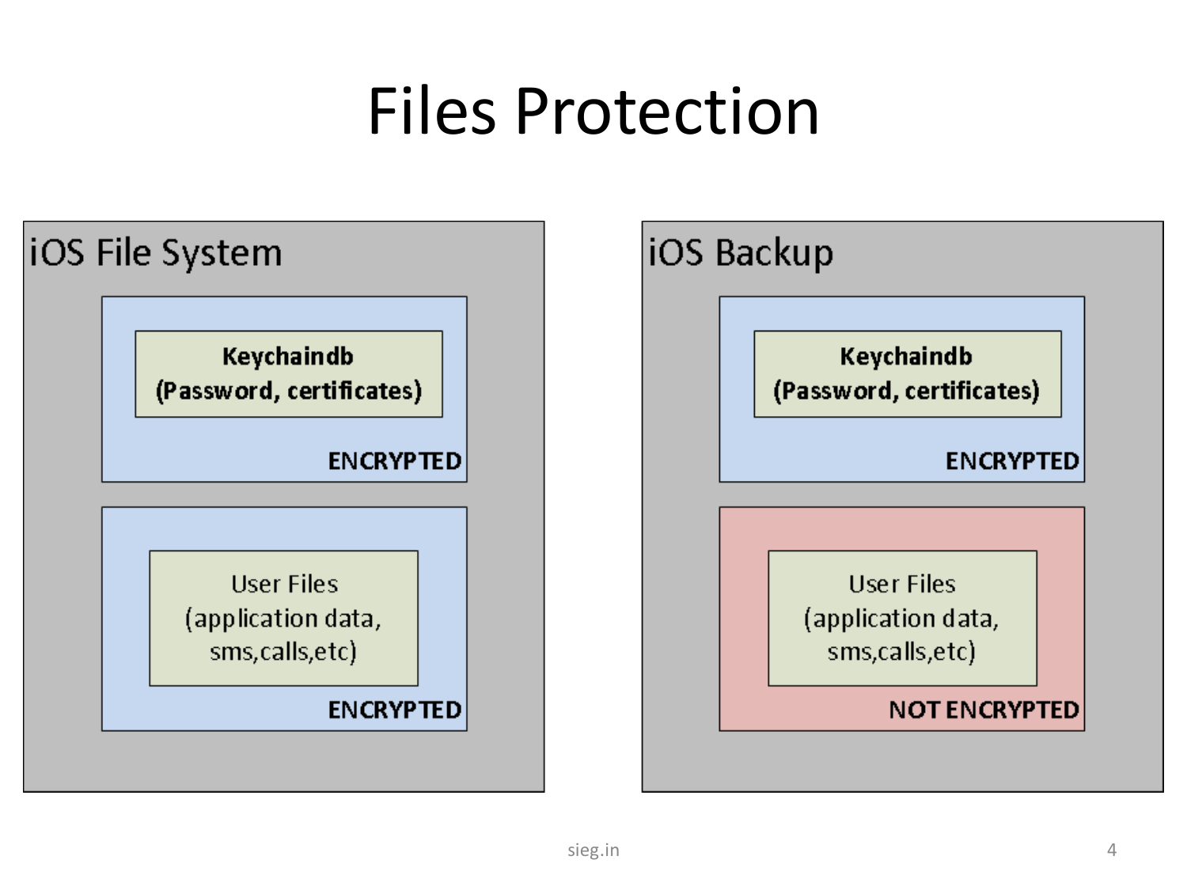# Files Protection

## iOS File System

**Keychaindb (Password, certificates)**

**ENCRYPTED**

User Files (application data, sms,calls,etc)

**ENCRYPTED**

## iOS Backup

**Keychaindb (Password, certificates)**

**ENCRYPTED**

User Files (application data, sms,calls,etc)

**NOT ENCRYPTED**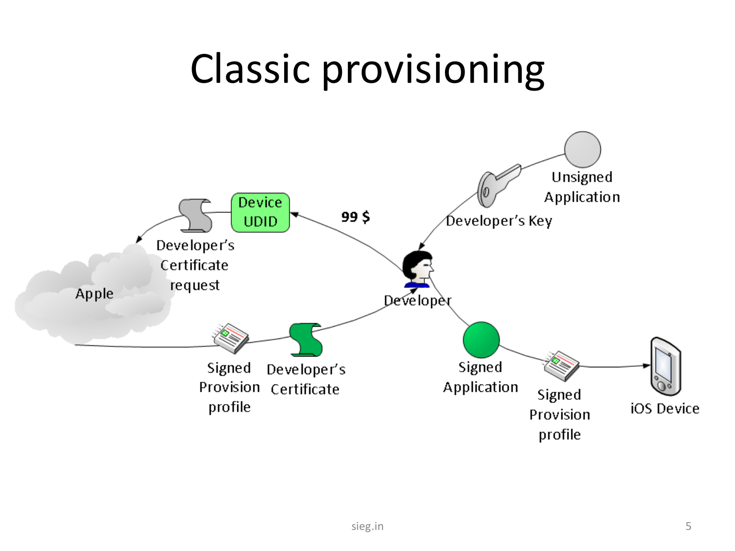# Classic provisioning

Unsigned Application

Developer's Key

Device UDID

99 $

Developer's Certificate request

Apple

Developer

Signed Provision profile

Developer's Certificate

Signed Application

Signed Provision profile

iOS Device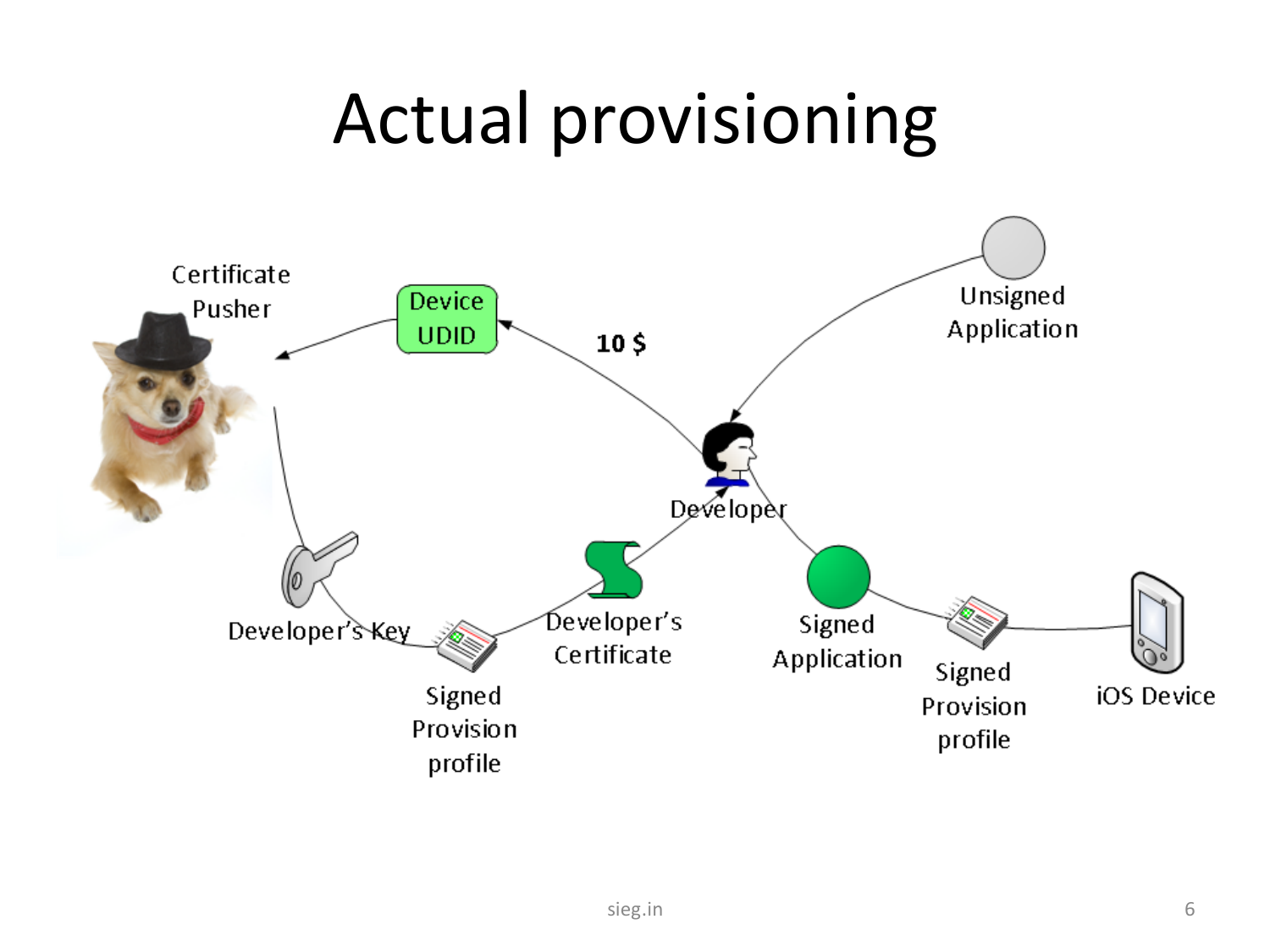# Actual provisioning

Certificate Pusher

Device UDID

10 $

Unsigned Application

Developer

Developer's Key

Developer's Certificate

Signed Application

Signed Provision profile

Signed Provision profile

iOS Device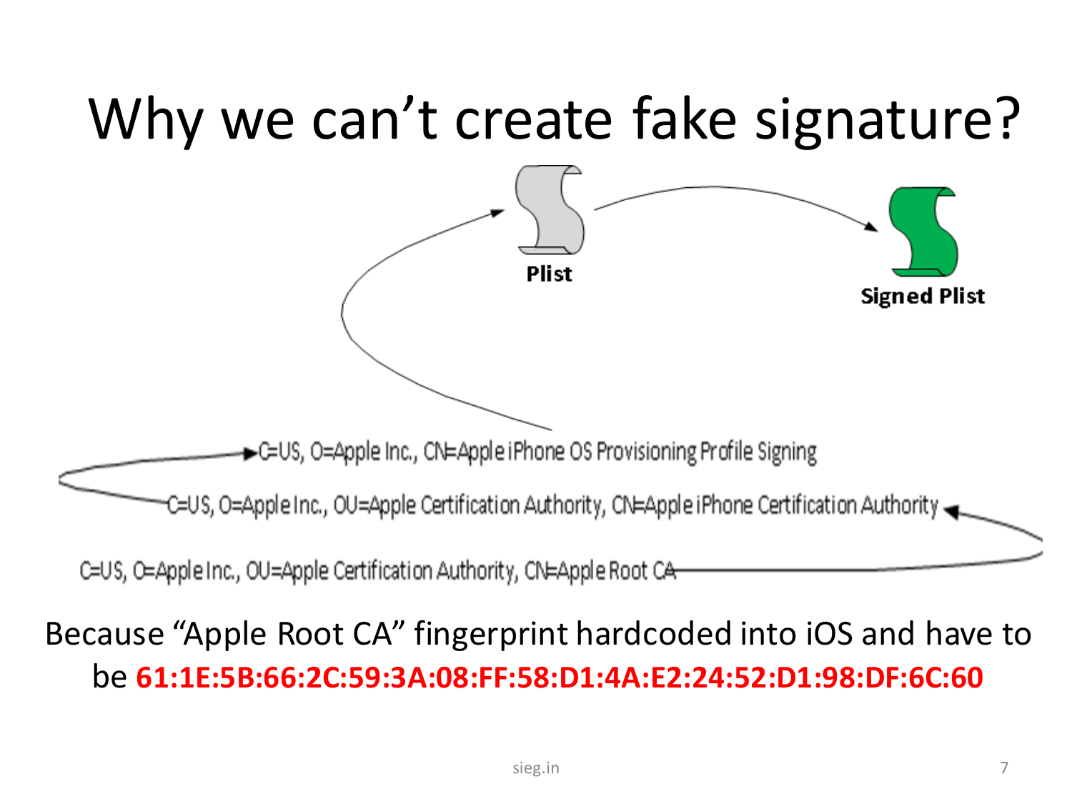# Why we can't create fake signature?

Plist

Signed Plist

C=US, O=Apple Inc., CN=Apple iPhone OS Provisioning Profile Signing

C=US, O=Apple Inc., OU=Apple Certification Authority, CN=Apple iPhone Certification Authority

C=US, O=Apple Inc., OU=Apple Certification Authority, CN=Apple Root CA

Because "Apple Root CA" fingerprint hardcoded into iOS and have to be **61:1E:5B:66:2C:59:3A:08:FF:58:D1:4A:E2:24:52:D1:98:DF:6C:60**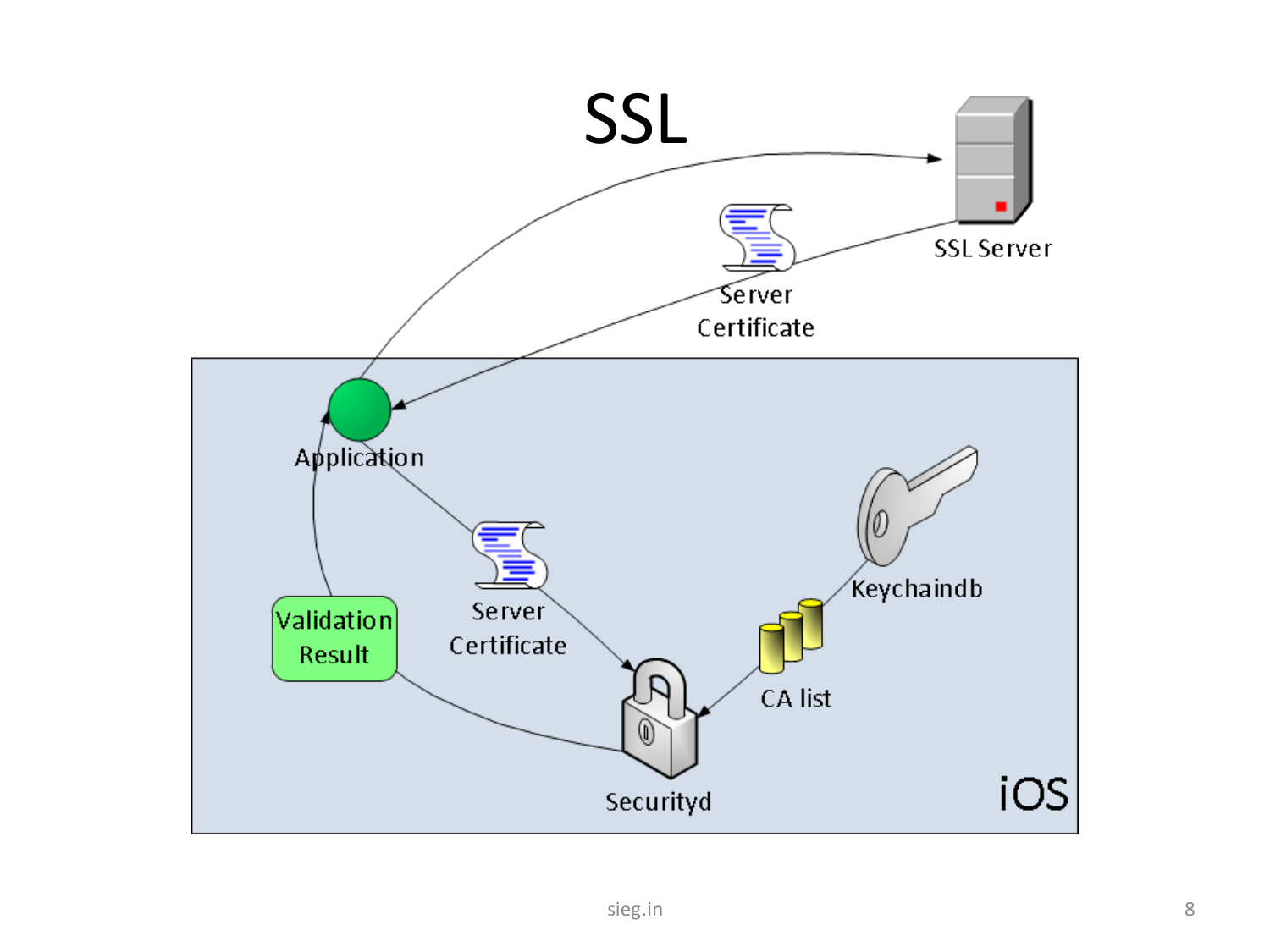# SSL

SSL Server

Server Certificate

Application

Server Certificate

Keychaindb

CA list

Validation Result

Securityd

iOS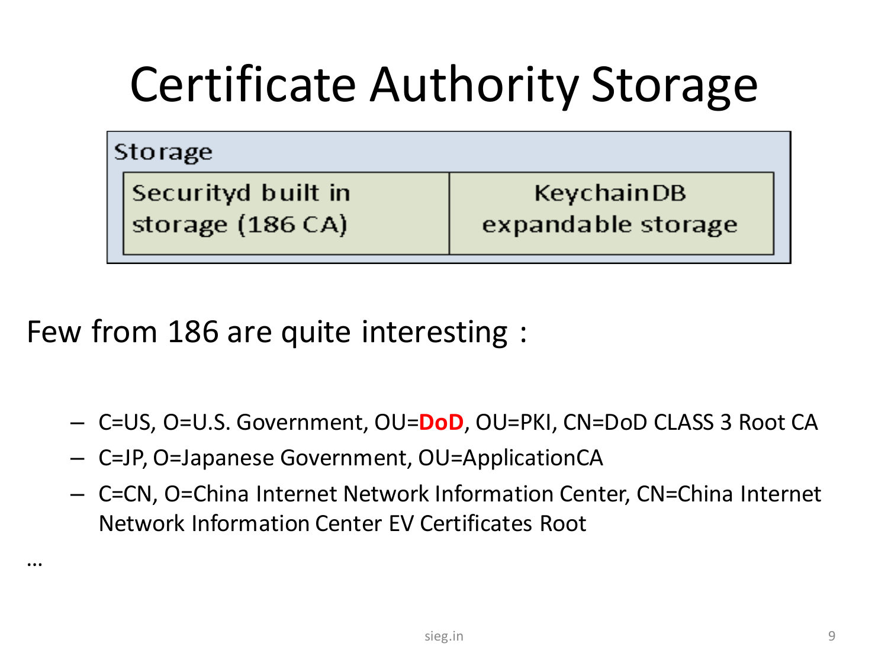# Certificate Authority Storage

| Storage | |
|---|---|
| Securityd built in storage (186 CA) | KeychainDB expandable storage |

Few from 186 are quite interesting :

- C=US, O=U.S. Government, OU=**DoD**, OU=PKI, CN=DoD CLASS 3 Root CA
- C=JP, O=Japanese Government, OU=ApplicationCA
- C=CN, O=China Internet Network Information Center, CN=China Internet Network Information Center EV Certificates Root

…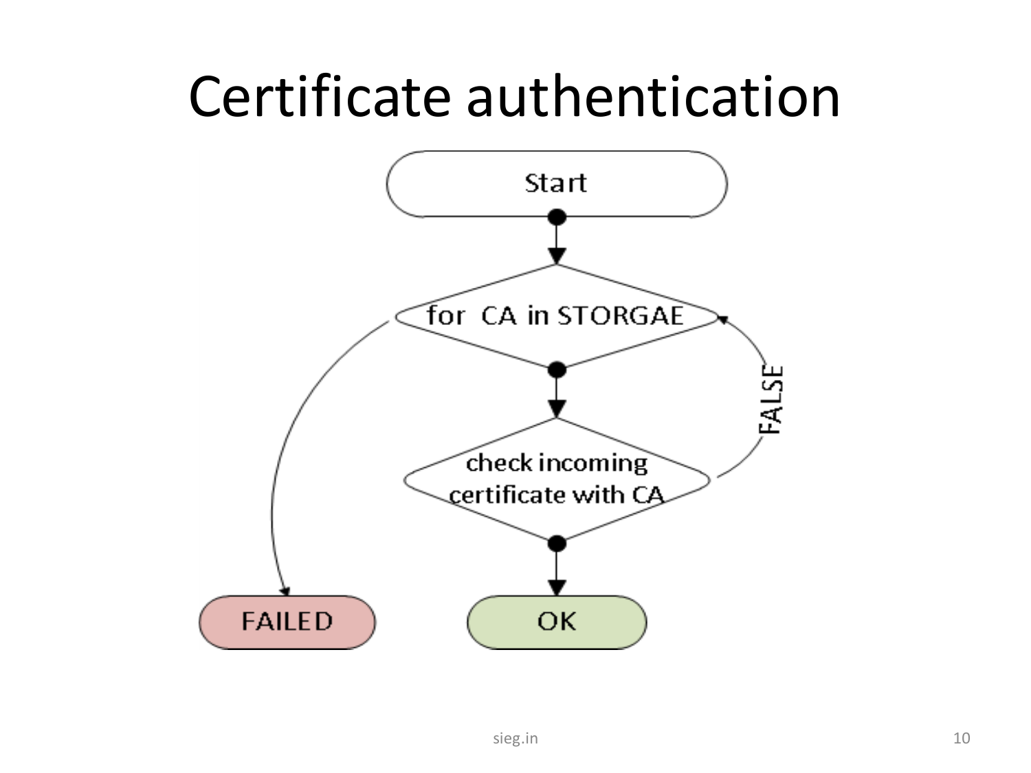# Certificate authentication

```
Start
  |
  v
for CA in STORGAE  <-----------+
  |            \               |
  v             \              | FALSE
check incoming   \             |
certificate with CA -----------+
  |               \
  v                v
  OK             FAILED
```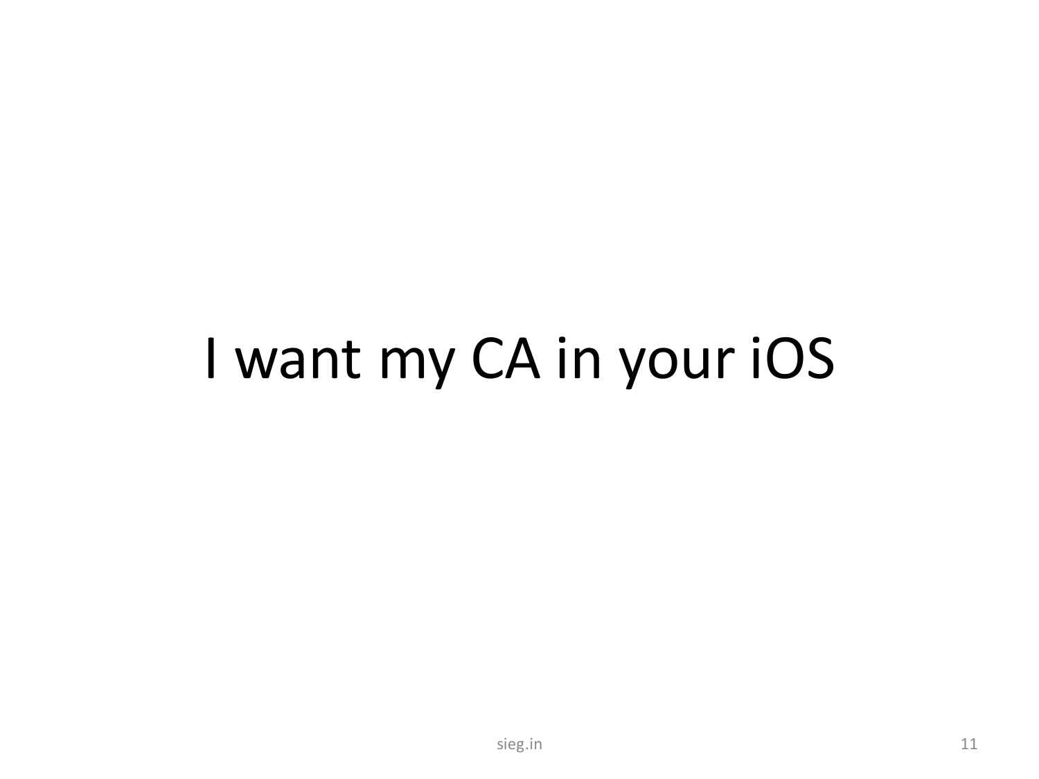# I want my CA in your iOS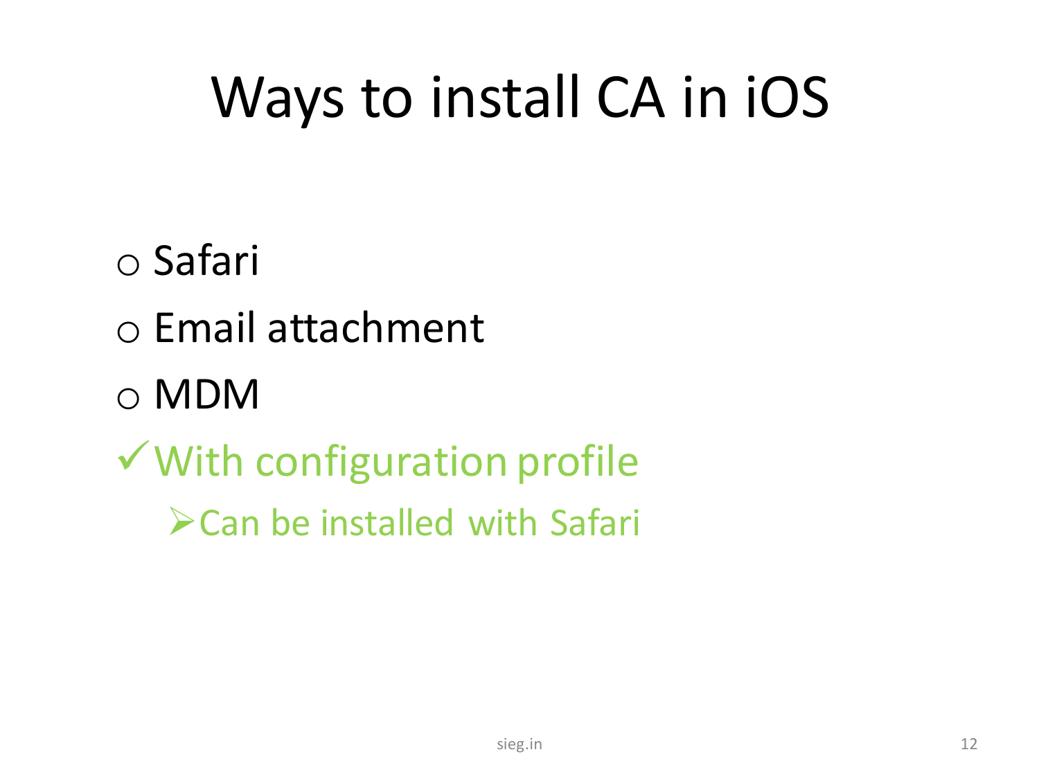# Ways to install CA in iOS

- Safari
- Email attachment
- MDM
- ✓ With configuration profile
  - Can be installed with Safari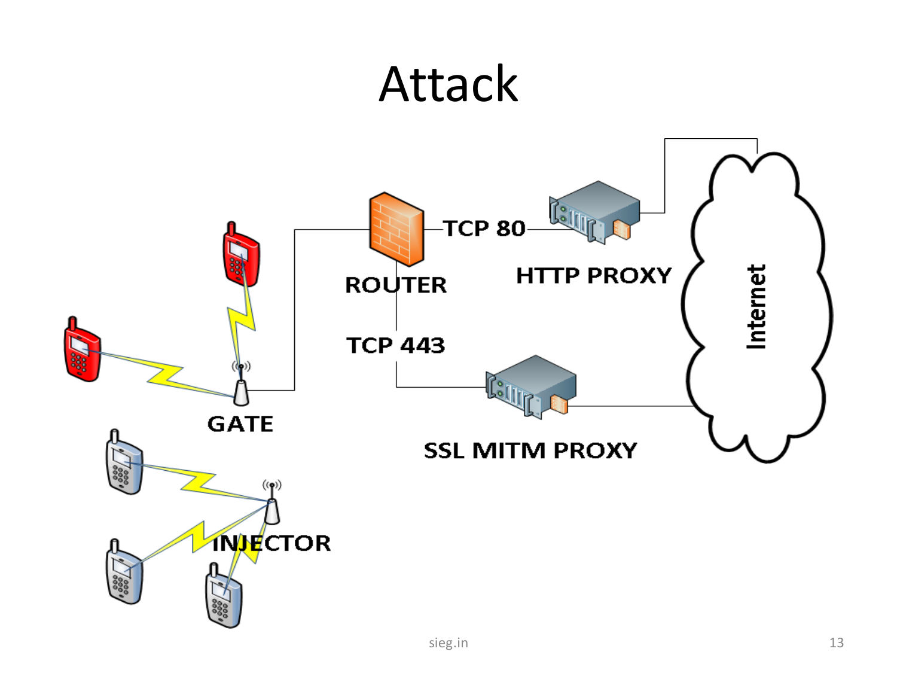# Attack

GATE

INJECTOR

ROUTER

TCP 80

TCP 443

HTTP PROXY

SSL MITM PROXY

Internet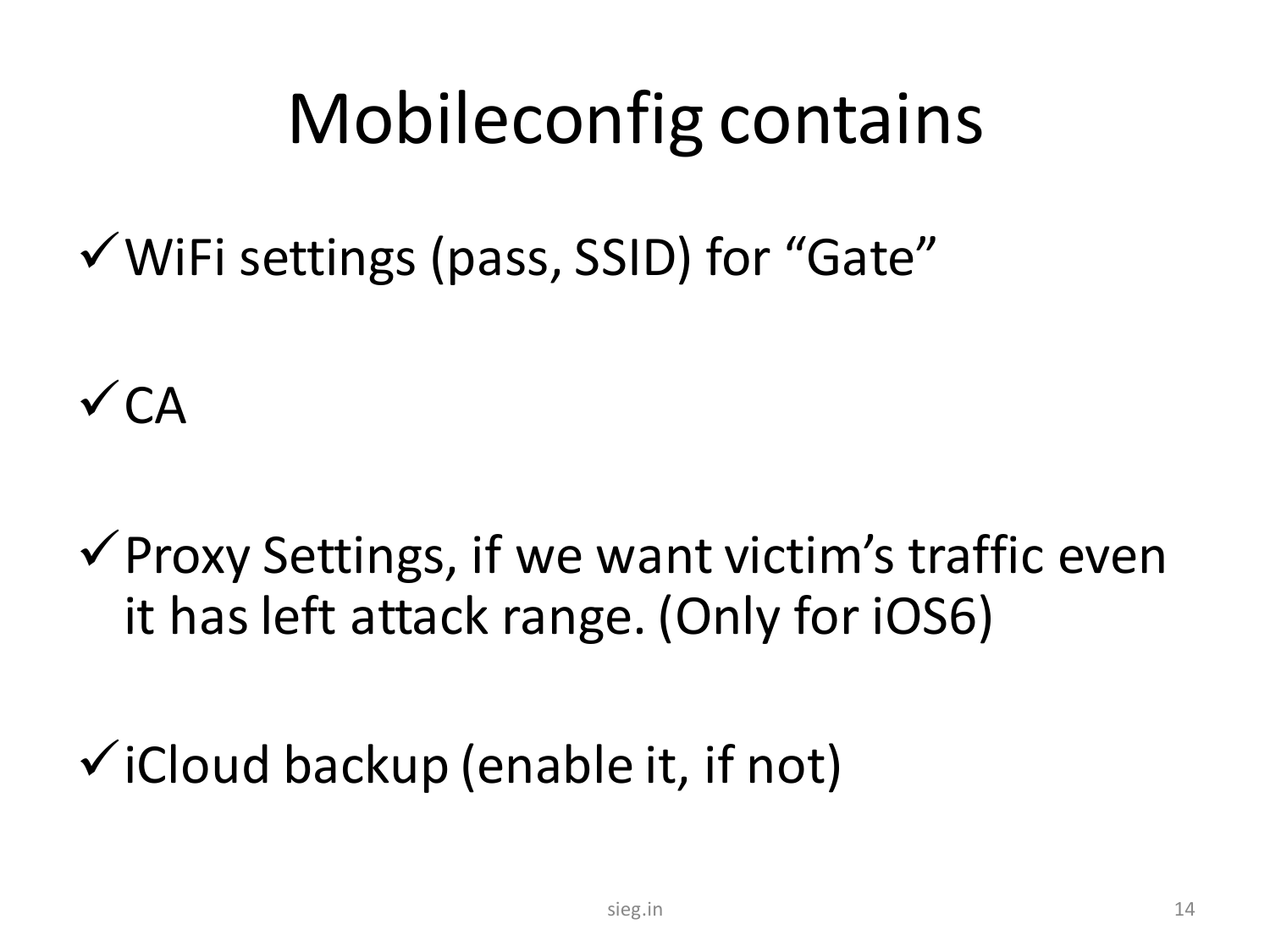# Mobileconfig contains

- ✓ WiFi settings (pass, SSID) for “Gate”
- ✓ CA
- ✓ Proxy Settings, if we want victim’s traffic even it has left attack range. (Only for iOS6)
- ✓ iCloud backup (enable it, if not)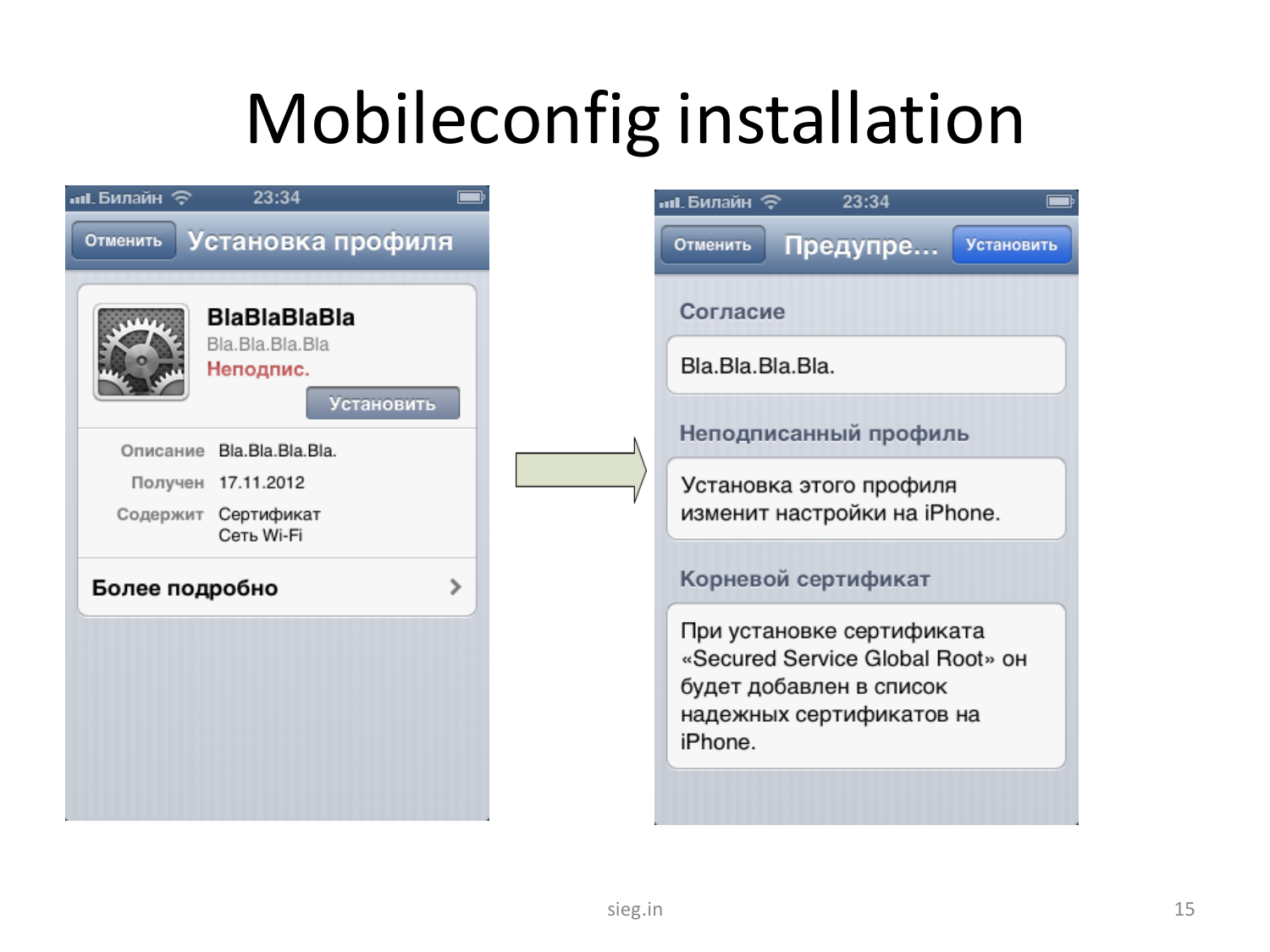# Mobileconfig installation

Билайн 23:34

Отменить | Установка профиля

**BlaBlaBlaBla**
Bla.Bla.Bla.Bla
Неподпис.
Установить

Описание Bla.Bla.Bla.Bla.
Получен 17.11.2012
Содержит Сертификат
Сеть Wi-Fi

**Более подробно** >

Билайн 23:34

Отменить | Предупре... | Установить

**Согласие**

Bla.Bla.Bla.Bla.

**Неподписанный профиль**

Установка этого профиля изменит настройки на iPhone.

**Корневой сертификат**

При установке сертификата «Secured Service Global Root» он будет добавлен в список надежных сертификатов на iPhone.

sieg.in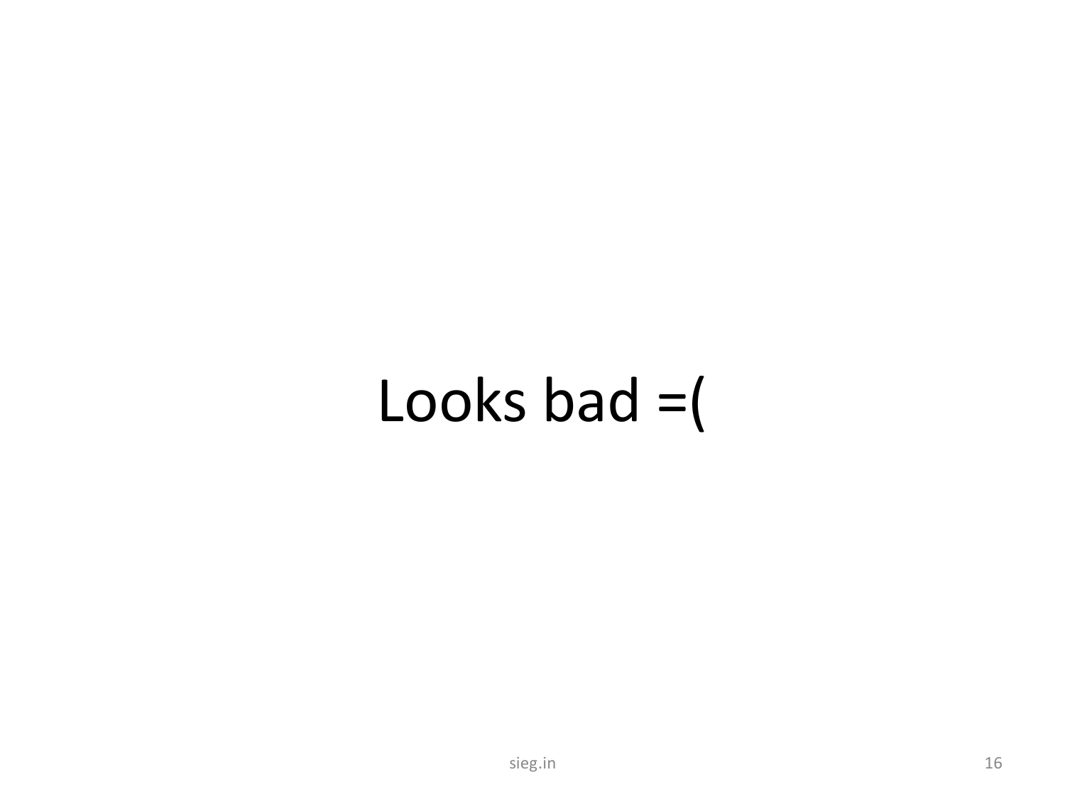Looks bad =(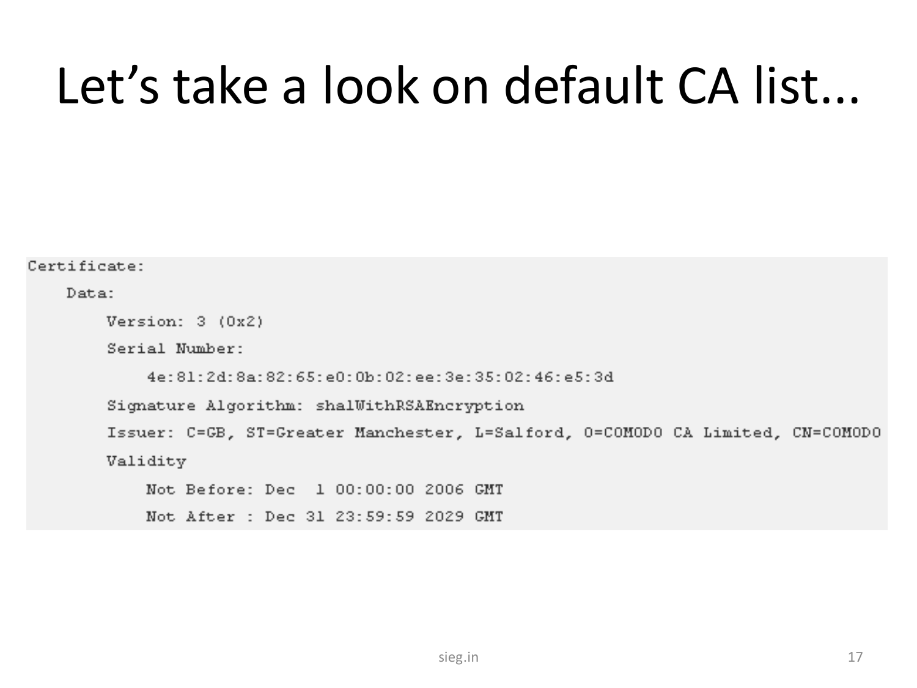# Let's take a look on default CA list...

```
Certificate:
    Data:
        Version: 3 (0x2)
        Serial Number:
            4e:81:2d:8a:82:65:e0:0b:02:ee:3e:35:02:46:e5:3d
        Signature Algorithm: sha1WithRSAEncryption
        Issuer: C=GB, ST=Greater Manchester, L=Salford, O=COMODO CA Limited, CN=COMODO
        Validity
            Not Before: Dec  1 00:00:00 2006 GMT
            Not After : Dec 31 23:59:59 2029 GMT
```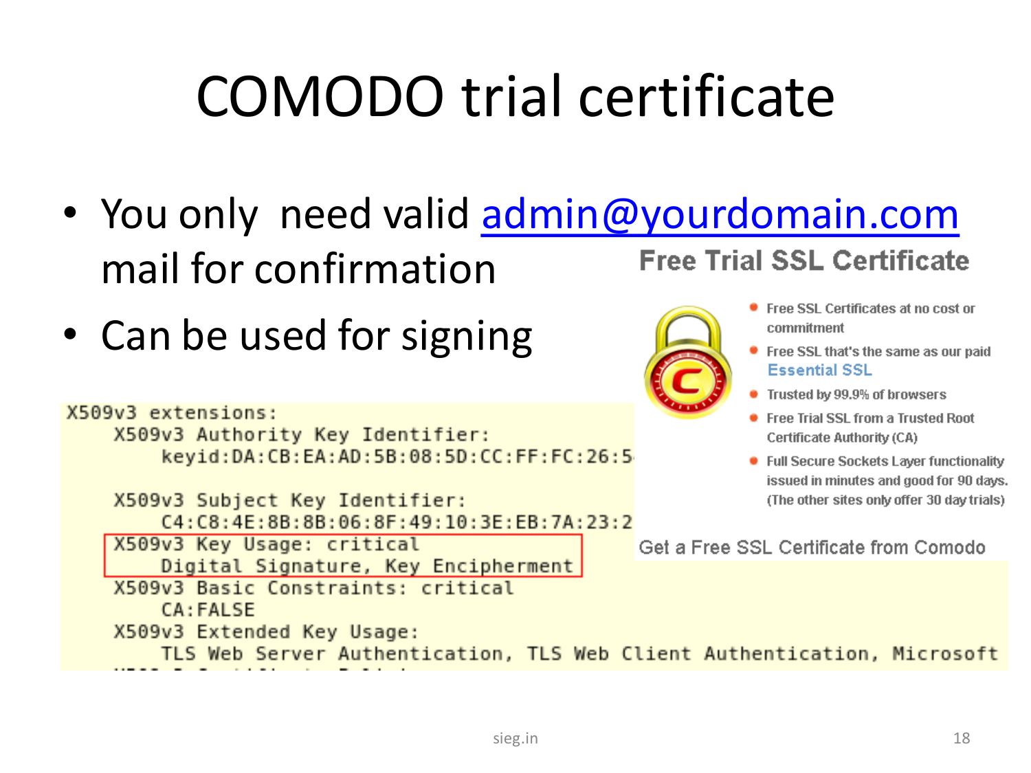# COMODO trial certificate

- You only need valid admin@yourdomain.com mail for confirmation
- Can be used for signing

**Free Trial SSL Certificate**

- Free SSL Certificates at no cost or commitment
- Free SSL that's the same as our paid Essential SSL
- Trusted by 99.9% of browsers
- Free Trial SSL from a Trusted Root Certificate Authority (CA)
- Full Secure Sockets Layer functionality issued in minutes and good for 90 days. (The other sites only offer 30 day trials)

Get a Free SSL Certificate from Comodo

```
X509v3 extensions:
    X509v3 Authority Key Identifier:
        keyid:DA:CB:EA:AD:5B:08:5D:CC:FF:FC:26:5

    X509v3 Subject Key Identifier:
        C4:C8:4E:8B:8B:06:8F:49:10:3E:EB:7A:23:2
    X509v3 Key Usage: critical
        Digital Signature, Key Encipherment
    X509v3 Basic Constraints: critical
        CA:FALSE
    X509v3 Extended Key Usage:
        TLS Web Server Authentication, TLS Web Client Authentication, Microsoft
```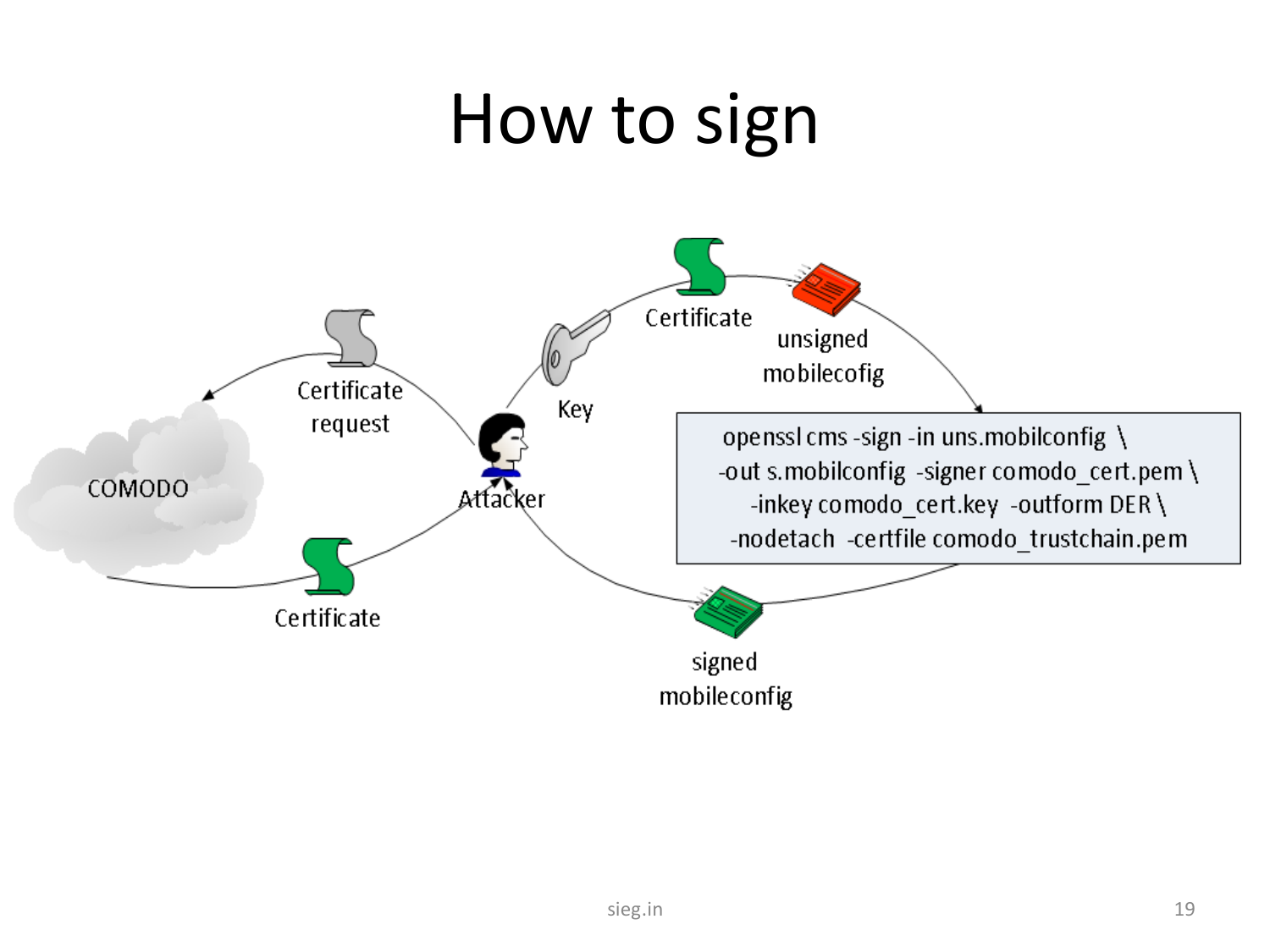# How to sign

Certificate request

COMODO

Certificate

Attacker

Key

Certificate

unsigned mobilecofig

```
openssl cms -sign -in uns.mobilconfig \
-out s.mobilconfig -signer comodo_cert.pem \
-inkey comodo_cert.key -outform DER \
-nodetach -certfile comodo_trustchain.pem
```

signed mobileconfig

sieg.in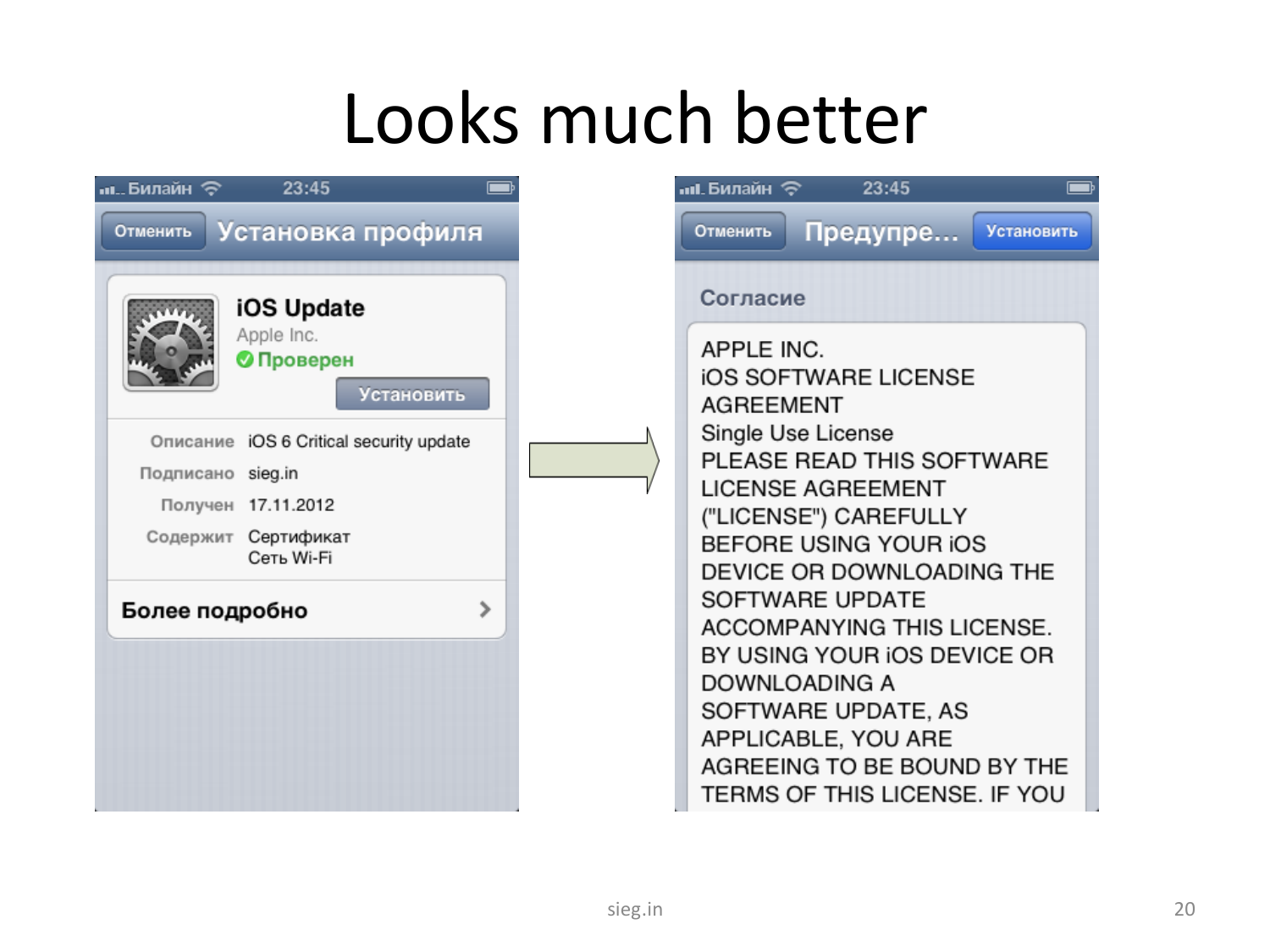# Looks much better

Билайн 23:45

Отменить **Установка профиля**

**iOS Update**
Apple Inc.
✅ Проверен
Установить

Описание iOS 6 Critical security update
Подписано sieg.in
Получен 17.11.2012
Содержит Сертификат
Сеть Wi-Fi

**Более подробно** >

Билайн 23:45

Отменить **Предупре...** Установить

Согласие

APPLE INC.
iOS SOFTWARE LICENSE
AGREEMENT
Single Use License
PLEASE READ THIS SOFTWARE
LICENSE AGREEMENT
("LICENSE") CAREFULLY
BEFORE USING YOUR iOS
DEVICE OR DOWNLOADING THE
SOFTWARE UPDATE
ACCOMPANYING THIS LICENSE.
BY USING YOUR iOS DEVICE OR
DOWNLOADING A
SOFTWARE UPDATE, AS
APPLICABLE, YOU ARE
AGREEING TO BE BOUND BY THE
TERMS OF THIS LICENSE. IF YOU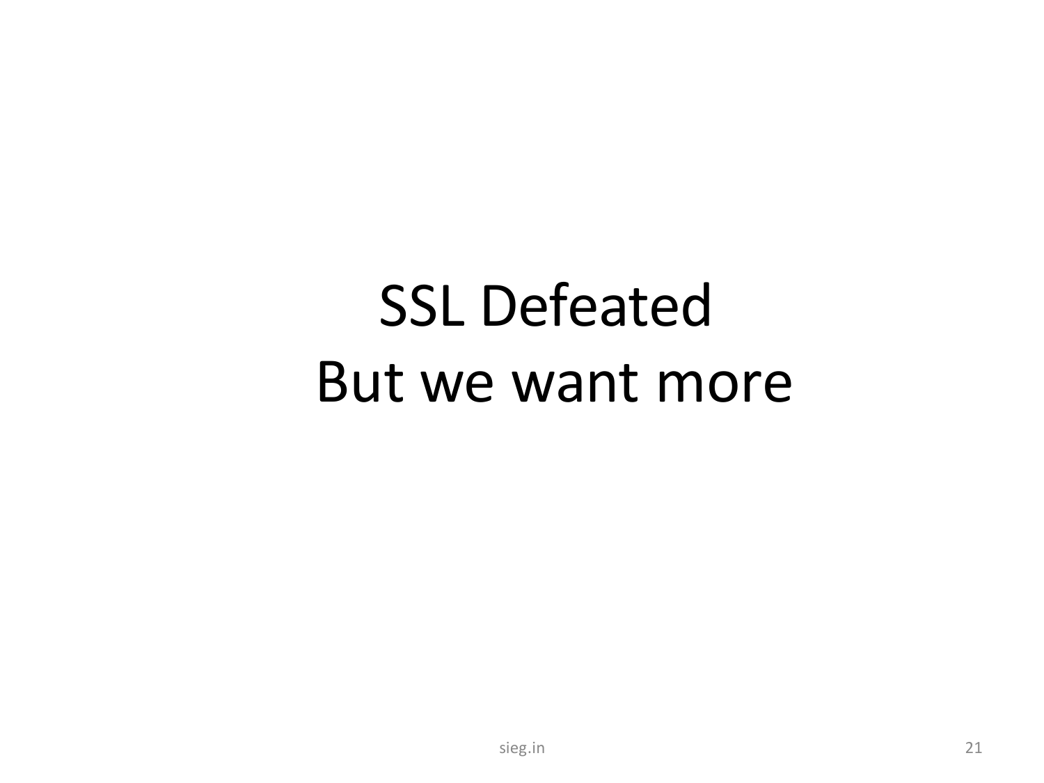# SSL Defeated
# But we want more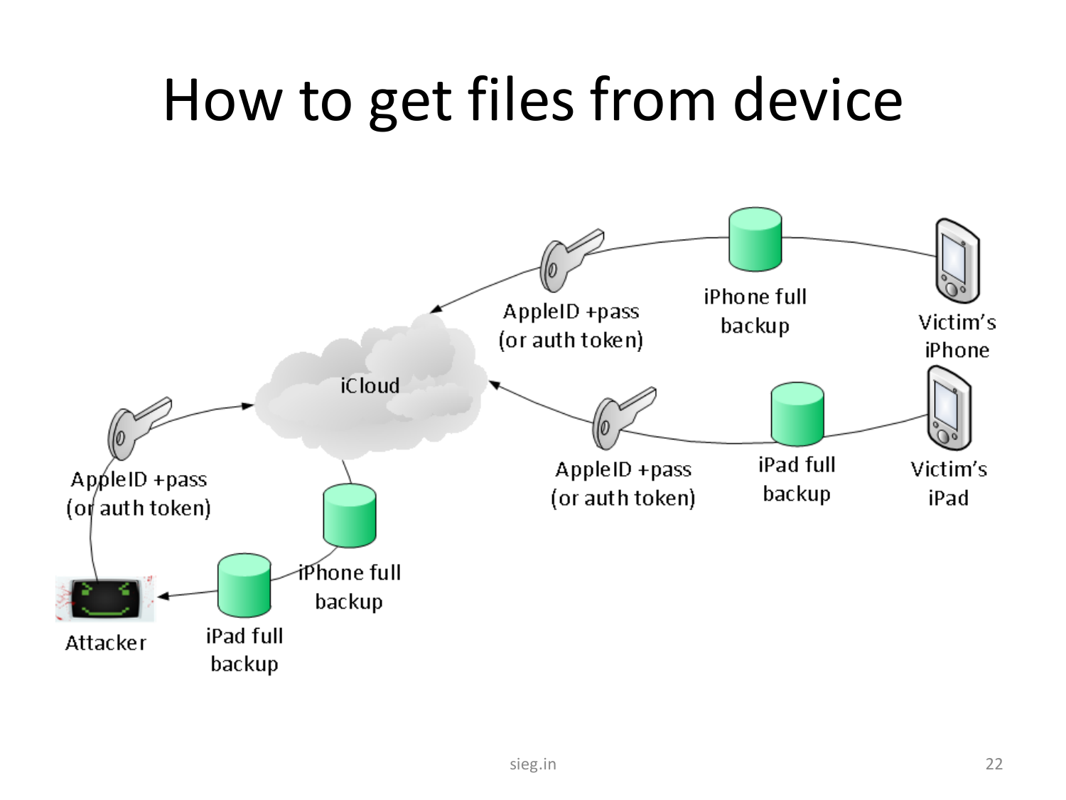# How to get files from device

Victim's iPhone

iPhone full backup

AppleID +pass (or auth token)

Victim's iPad

iPad full backup

AppleID +pass (or auth token)

iCloud

AppleID +pass (or auth token)

iPhone full backup

iPad full backup

Attacker

sieg.in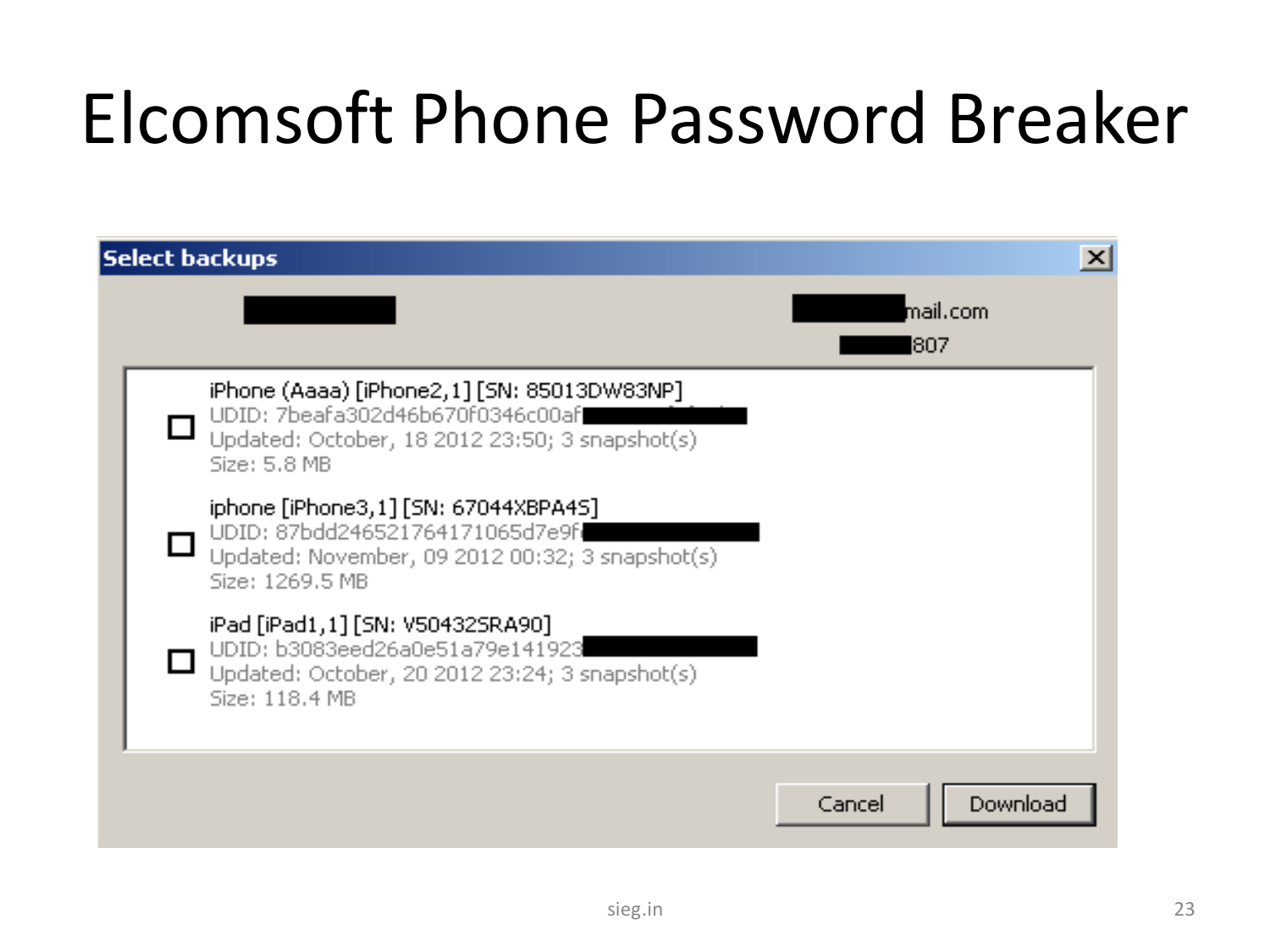# Elcomsoft Phone Password Breaker

**Select backups**

mail.com

807

- [ ] iPhone (Aaaa) [iPhone2,1] [SN: 85013DW83NP]
  UDID: 7beafa302d46b670f0346c00af
  Updated: October, 18 2012 23:50; 3 snapshot(s)
  Size: 5.8 MB

- [ ] iphone [iPhone3,1] [SN: 67044XBPA4S]
  UDID: 87bdd246521764171065d7e9f
  Updated: November, 09 2012 00:32; 3 snapshot(s)
  Size: 1269.5 MB

- [ ] iPad [iPad1,1] [SN: V50432SRA90]
  UDID: b3083eed26a0e51a79e141923
  Updated: October, 20 2012 23:24; 3 snapshot(s)
  Size: 118.4 MB

Cancel | Download

sieg.in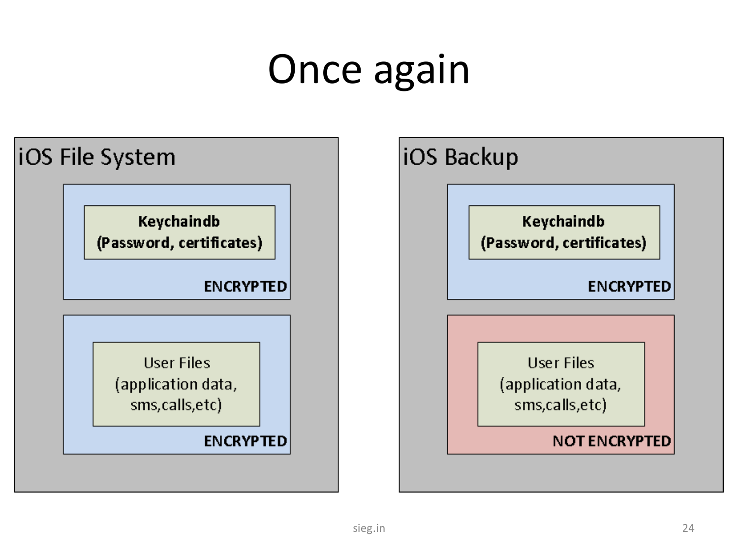# Once again

## iOS File System

**Keychaindb**
**(Password, certificates)**

**ENCRYPTED**

User Files
(application data,
sms,calls,etc)

**ENCRYPTED**

## iOS Backup

**Keychaindb**
**(Password, certificates)**

**ENCRYPTED**

User Files
(application data,
sms,calls,etc)

**NOT ENCRYPTED**

sieg.in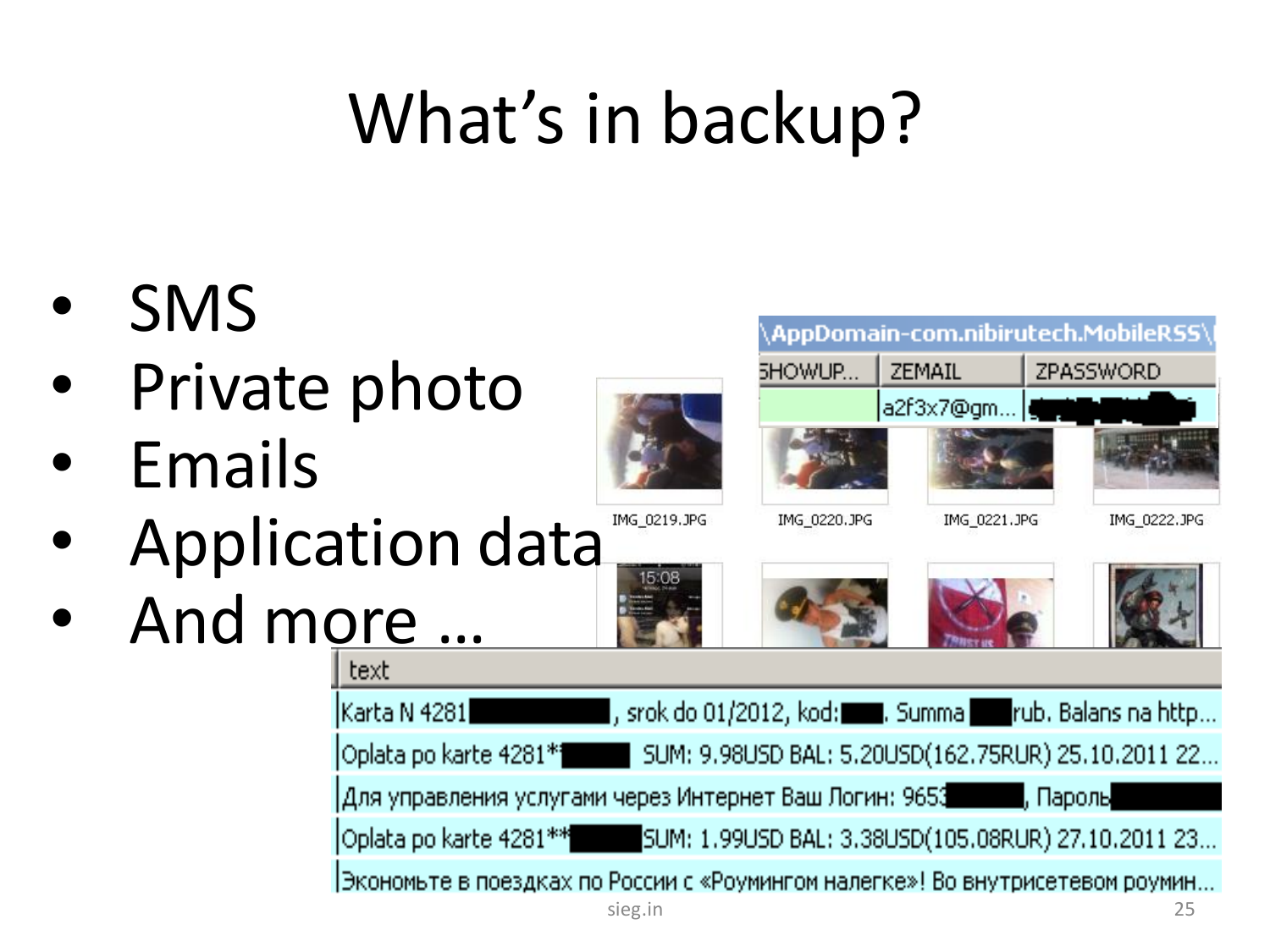# What's in backup?

- SMS
- Private photo
- Emails
- Application data
- And more …

\AppDomain-com.nibirutech.MobileRSS\

| SHOWUP... | ZEMAIL | ZPASSWORD |
|---|---|---|
| | a2f3x7@gm... | |

IMG_0219.JPG IMG_0220.JPG IMG_0221.JPG IMG_0222.JPG

| text |
|---|
| Karta N 4281, srok do 01/2012, kod:. Summa rub. Balans na http... |
| Oplata po karte 4281* SUM: 9.98USD BAL: 5.20USD(162.75RUR) 25.10.2011 22... |
| Для управления услугами через Интернет Ваш Логин: 9653, Пароль |
| Oplata po karte 4281** SUM: 1.99USD BAL: 3.38USD(105.08RUR) 27.10.2011 23... |
| Экономьте в поездках по России с «Роумингом налегке»! Во внутрисетевом роумин... |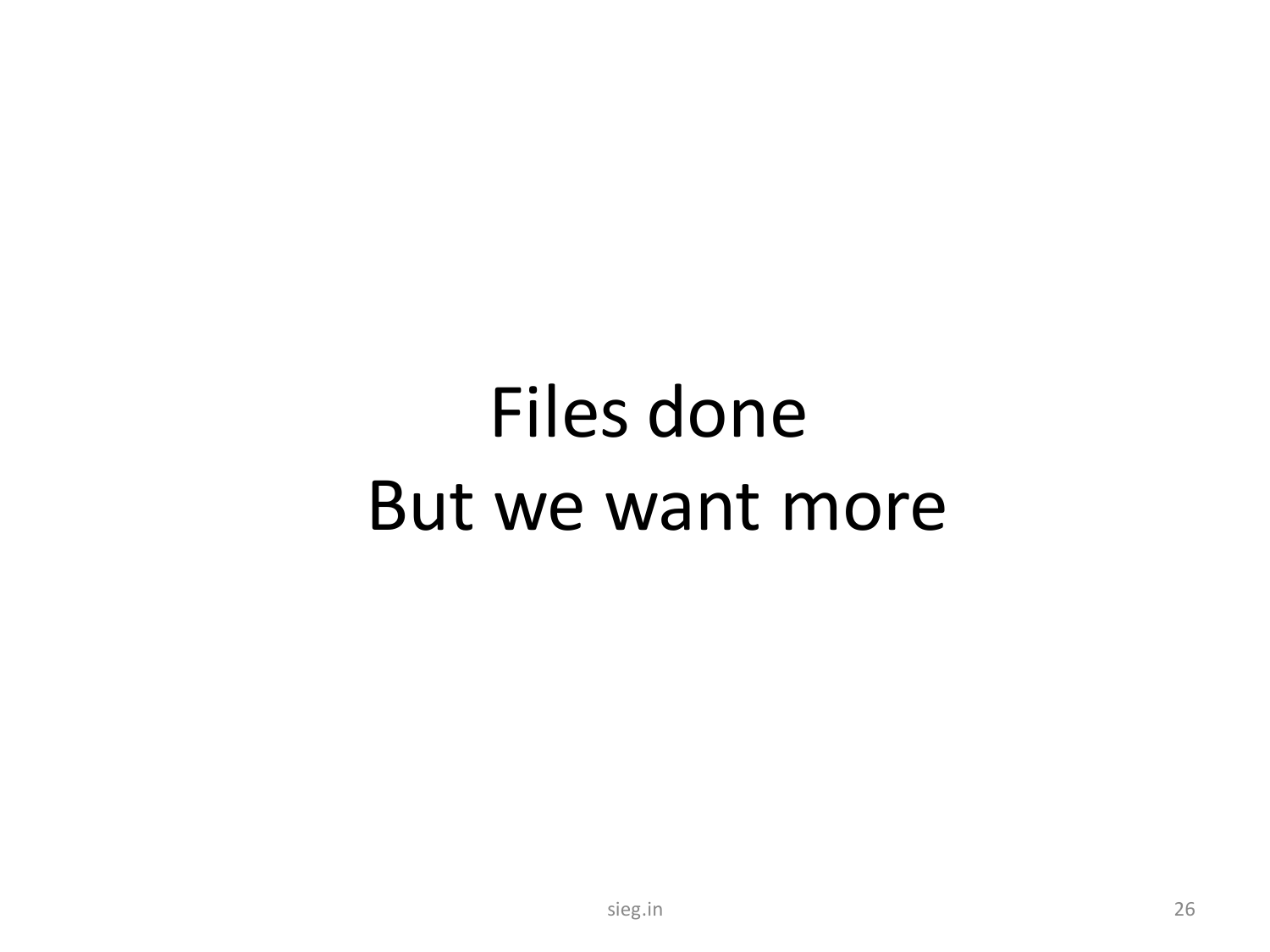# Files done
# But we want more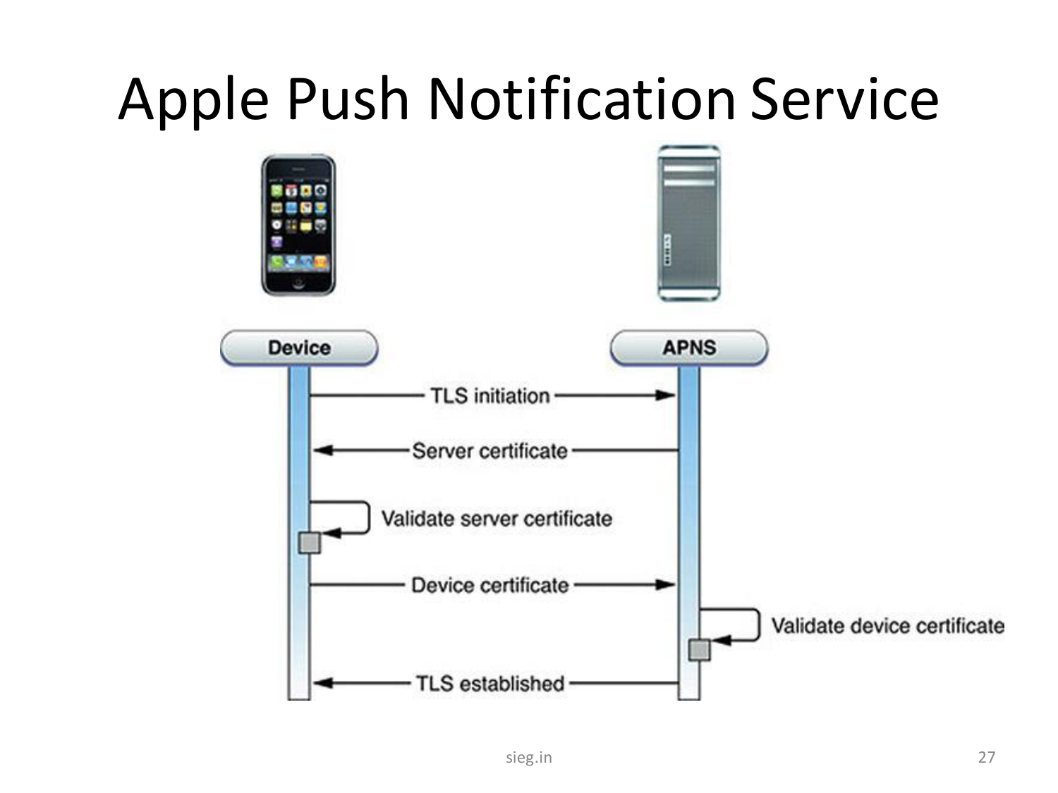# Apple Push Notification Service

Device

APNS

TLS initiation

Server certificate

Validate server certificate

Device certificate

Validate device certificate

TLS established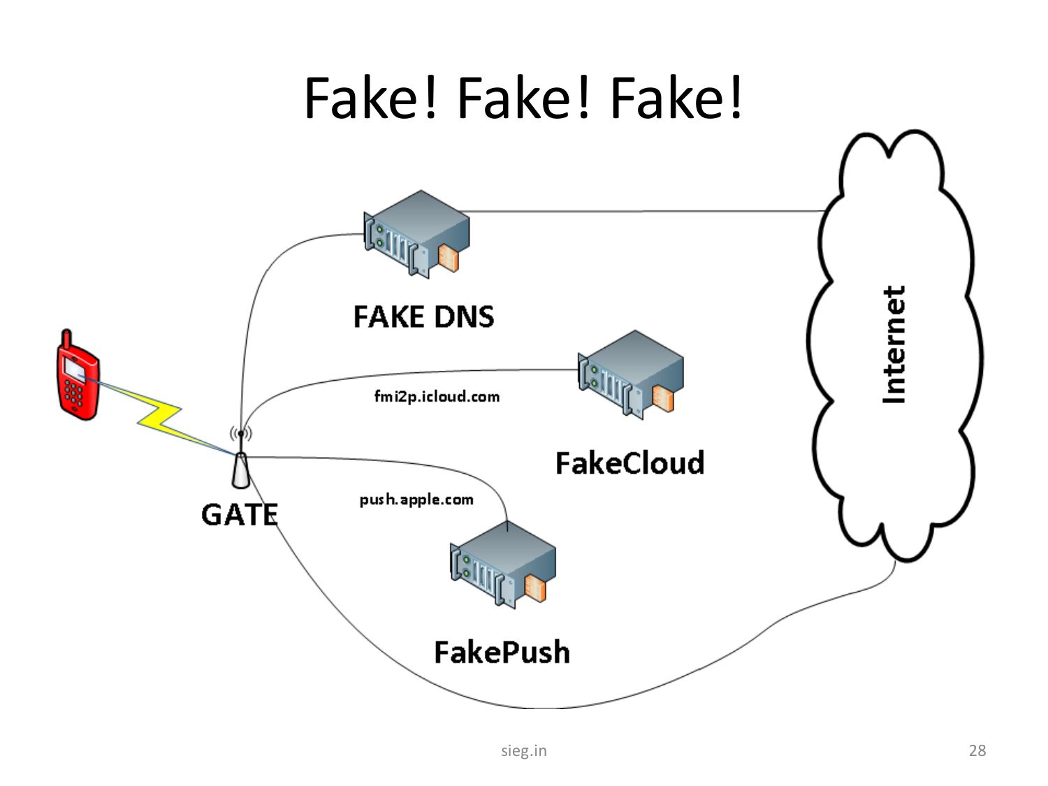# Fake! Fake! Fake!

FAKE DNS

fmi2p.icloud.com

FakeCloud

push.apple.com

FakePush

GATE

Internet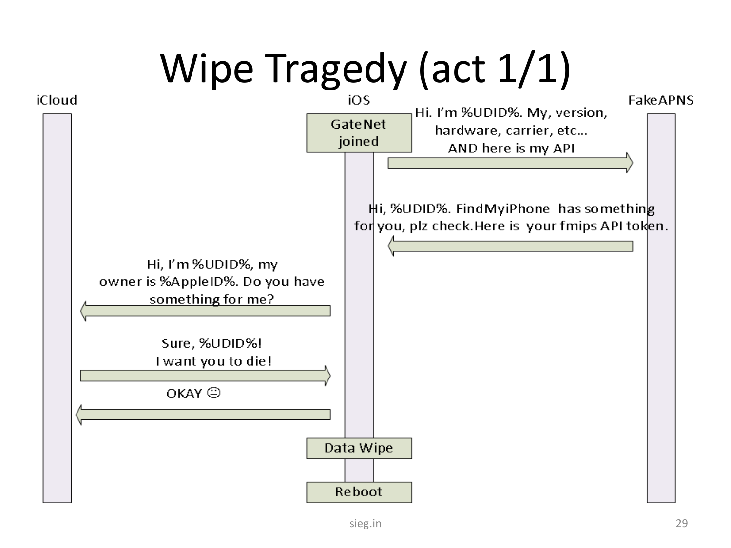# Wipe Tragedy (act 1/1)

iCloud

iOS

FakeAPNS

GateNet joined

Hi. I'm %UDID%. My, version, hardware, carrier, etc... AND here is my API

Hi, %UDID%. FindMyiPhone has something for you, plz check.Here is your fmips API token.

Hi, I'm %UDID%, my owner is %AppleID%. Do you have something for me?

Sure, %UDID%! I want you to die!

OKAY ☹

Data Wipe

Reboot

sieg.in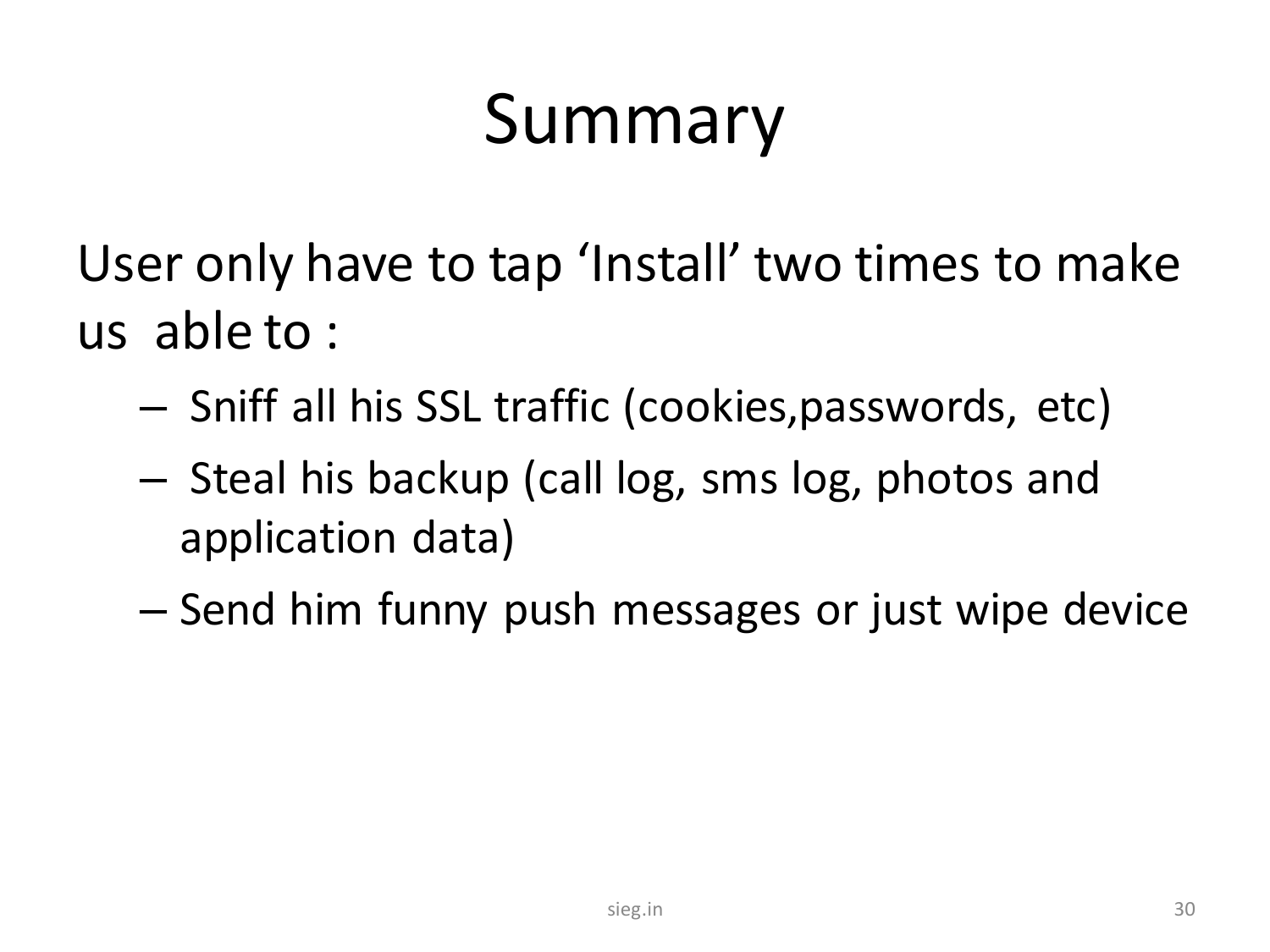# Summary

User only have to tap 'Install' two times to make us able to :

- Sniff all his SSL traffic (cookies,passwords, etc)
- Steal his backup (call log, sms log, photos and application data)
- Send him funny push messages or just wipe device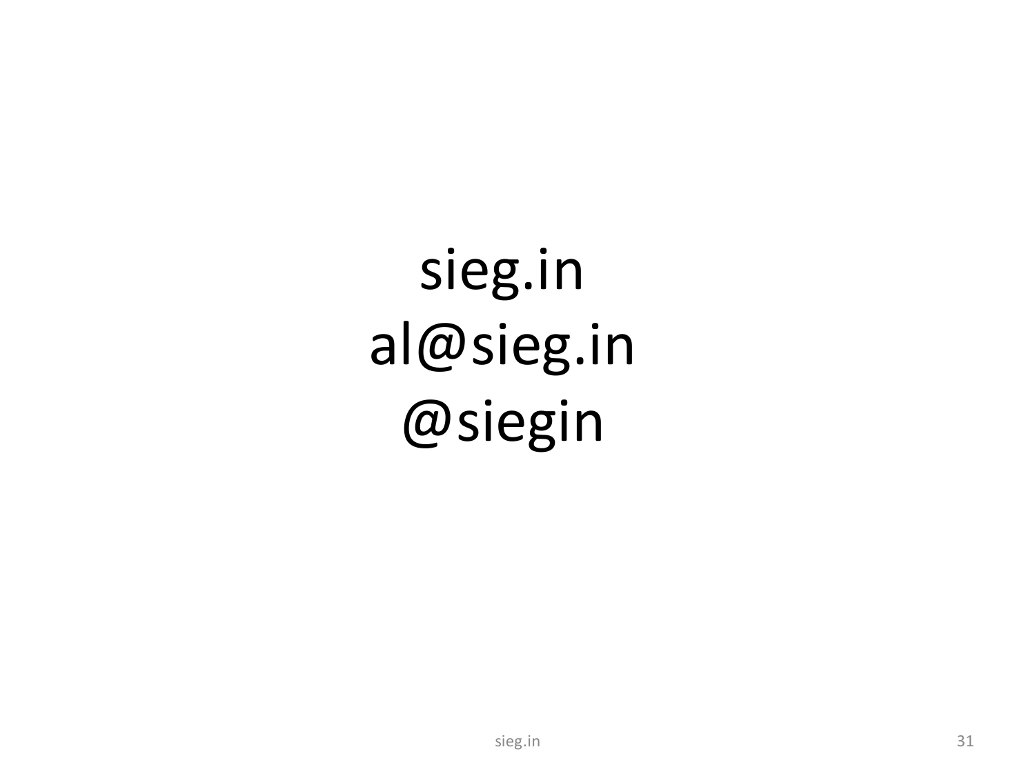sieg.in

al@sieg.in

@siegin